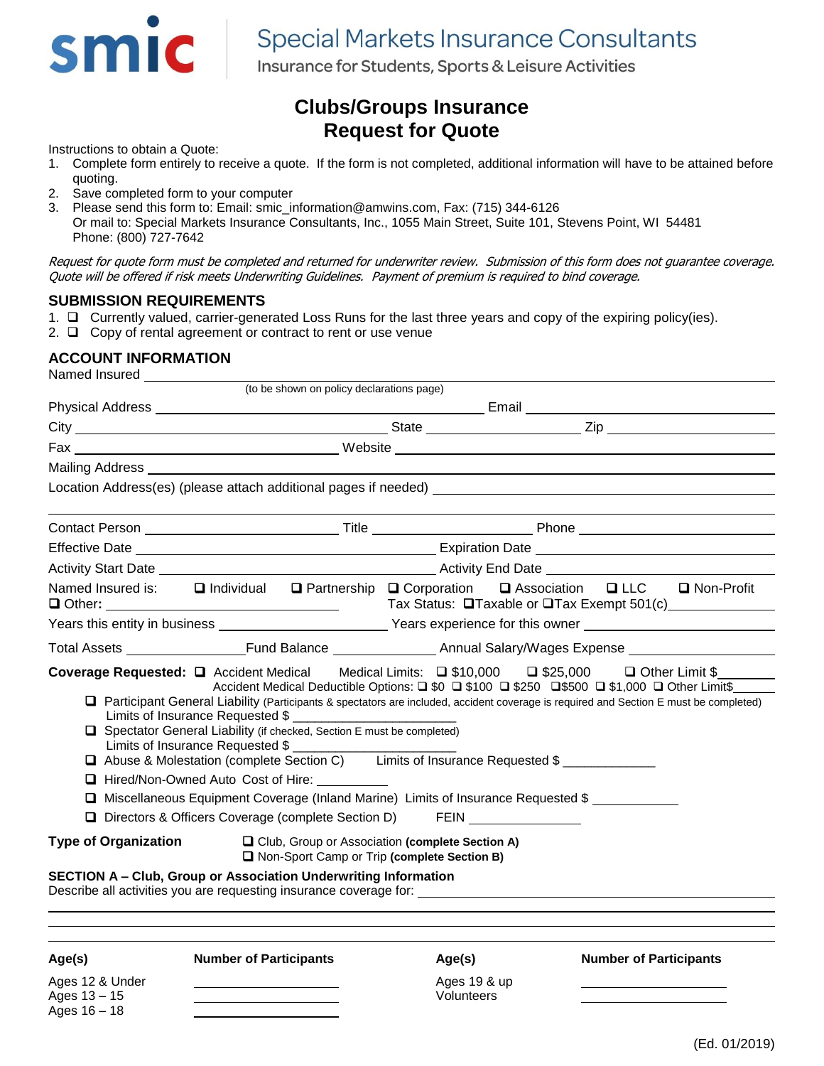**smic** Special Markets Insurance Consultants
Insurance for Students, Sports & Leisure Activities

# Clubs/Groups Insurance
# Request for Quote

Instructions to obtain a Quote:
1. Complete form entirely to receive a quote. If the form is not completed, additional information will have to be attained before quoting.
2. Save completed form to your computer
3. Please send this form to: Email: smic_information@amwins.com, Fax: (715) 344-6126
   Or mail to: Special Markets Insurance Consultants, Inc., 1055 Main Street, Suite 101, Stevens Point, WI 54481
   Phone: (800) 727-7642

*Request for quote form must be completed and returned for underwriter review. Submission of this form does not guarantee coverage. Quote will be offered if risk meets Underwriting Guidelines. Payment of premium is required to bind coverage.*

## SUBMISSION REQUIREMENTS

1. ❑ Currently valued, carrier-generated Loss Runs for the last three years and copy of the expiring policy(ies).
2. ❑ Copy of rental agreement or contract to rent or use venue

## ACCOUNT INFORMATION

Named Insured ____________________
(to be shown on policy declarations page)

Physical Address ____________________ Email ____________________

City ____________________ State ____________ Zip ____________

Fax ____________________ Website ____________________

Mailing Address ____________________

Location Address(es) (please attach additional pages if needed) ____________________

Contact Person ____________ Title ____________ Phone ____________

Effective Date ____________________ Expiration Date ____________________

Activity Start Date ____________________ Activity End Date ____________________

Named Insured is: ❑ Individual ❑ Partnership ❑ Corporation ❑ Association ❑ LLC ❑ Non-Profit
❑ Other: ____________ Tax Status: ❑Taxable or ❑Tax Exempt 501(c)________

Years this entity in business ____________ Years experience for this owner ____________

Total Assets ____________ Fund Balance ____________ Annual Salary/Wages Expense ____________

**Coverage Requested:** ❑ Accident Medical Medical Limits: ❑ $10,000 ❑ $25,000 ❑ Other Limit $________
Accident Medical Deductible Options: ❑ $0 ❑ $100 ❑ $250 ❑$500 ❑ $1,000 ❑ Other Limit$______

- ❑ Participant General Liability (Participants & spectators are included, accident coverage is required and Section E must be completed)
  Limits of Insurance Requested $ ____________________
- ❑ Spectator General Liability (if checked, Section E must be completed)
  Limits of Insurance Requested $ ____________________
- ❑ Abuse & Molestation (complete Section C) Limits of Insurance Requested $ ____________
- ❑ Hired/Non-Owned Auto Cost of Hire: ____________
- ❑ Miscellaneous Equipment Coverage (Inland Marine) Limits of Insurance Requested $ ____________
- ❑ Directors & Officers Coverage (complete Section D) FEIN ____________

**Type of Organization** ❑ Club, Group or Association **(complete Section A)**
❑ Non-Sport Camp or Trip **(complete Section B)**

**SECTION A – Club, Group or Association Underwriting Information**

Describe all activities you are requesting insurance coverage for: ____________________

| Age(s) | Number of Participants | Age(s) | Number of Participants |
|---|---|---|---|
| Ages 12 & Under | ________ | Ages 19 & up | ________ |
| Ages 13 – 15 | ________ | Volunteers | ________ |
| Ages 16 – 18 | ________ | | |

(Ed. 01/2019)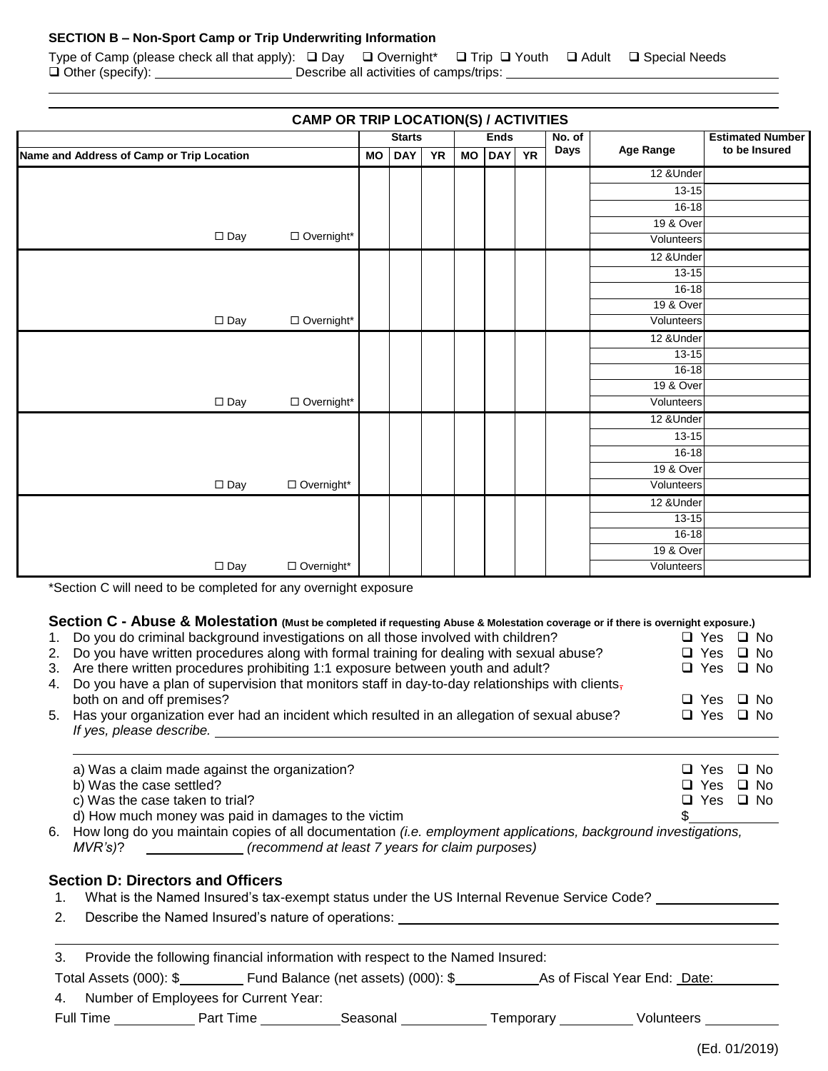### SECTION B – Non-Sport Camp or Trip Underwriting Information

Type of Camp (please check all that apply): ❑ Day ❑ Overnight* ❑ Trip ❑ Youth ❑ Adult ❑ Special Needs
❑ Other (specify): ____________________ Describe all activities of camps/trips: ______________________________________

______________________________________________________________________________

______________________________________________________________________________

**CAMP OR TRIP LOCATION(S) / ACTIVITIES**

| Name and Address of Camp or Trip Location | | Starts MO | Starts DAY | Starts YR | Ends MO | Ends DAY | Ends YR | No. of Days | Age Range | Estimated Number to be Insured |
|---|---|---|---|---|---|---|---|---|---|---|
| | | | | | | | | | 12 &Under | |
| | | | | | | | | | 13-15 | |
| | | | | | | | | | 16-18 | |
| | | | | | | | | | 19 & Over | |
| ☐ Day | ☐ Overnight* | | | | | | | | Volunteers | |
| | | | | | | | | | 12 &Under | |
| | | | | | | | | | 13-15 | |
| | | | | | | | | | 16-18 | |
| | | | | | | | | | 19 & Over | |
| ☐ Day | ☐ Overnight* | | | | | | | | Volunteers | |
| | | | | | | | | | 12 &Under | |
| | | | | | | | | | 13-15 | |
| | | | | | | | | | 16-18 | |
| | | | | | | | | | 19 & Over | |
| ☐ Day | ☐ Overnight* | | | | | | | | Volunteers | |
| | | | | | | | | | 12 &Under | |
| | | | | | | | | | 13-15 | |
| | | | | | | | | | 16-18 | |
| | | | | | | | | | 19 & Over | |
| ☐ Day | ☐ Overnight* | | | | | | | | Volunteers | |
| | | | | | | | | | 12 &Under | |
| | | | | | | | | | 13-15 | |
| | | | | | | | | | 16-18 | |
| | | | | | | | | | 19 & Over | |
| ☐ Day | ☐ Overnight* | | | | | | | | Volunteers | |

*Section C will need to be completed for any overnight exposure

### Section C - Abuse & Molestation (Must be completed if requesting Abuse & Molestation coverage or if there is overnight exposure.)

1. Do you do criminal background investigations on all those involved with children? ❑ Yes ❑ No
2. Do you have written procedures along with formal training for dealing with sexual abuse? ❑ Yes ❑ No
3. Are there written procedures prohibiting 1:1 exposure between youth and adult? ❑ Yes ❑ No
4. Do you have a plan of supervision that monitors staff in day-to-day relationships with clients, both on and off premises? ❑ Yes ❑ No
5. Has your organization ever had an incident which resulted in an allegation of sexual abuse? ❑ Yes ❑ No
   *If yes, please describe.* ______________________________________________________________

   ______________________________________________________________________________

   a) Was a claim made against the organization? ❑ Yes ❑ No
   b) Was the case settled? ❑ Yes ❑ No
   c) Was the case taken to trial? ❑ Yes ❑ No
   d) How much money was paid in damages to the victim $__________
6. How long do you maintain copies of all documentation *(i.e. employment applications, background investigations, MVR's)*? __________ *(recommend at least 7 years for claim purposes)*

### Section D: Directors and Officers

1. What is the Named Insured's tax-exempt status under the US Internal Revenue Service Code? ______________
2. Describe the Named Insured's nature of operations: ______________________________________________

   ______________________________________________________________________________

3. Provide the following financial information with respect to the Named Insured:

Total Assets (000): $__________ Fund Balance (net assets) (000): $__________ As of Fiscal Year End: Date: __________

4. Number of Employees for Current Year:

Full Time __________ Part Time __________ Seasonal __________ Temporary __________ Volunteers __________

(Ed. 01/2019)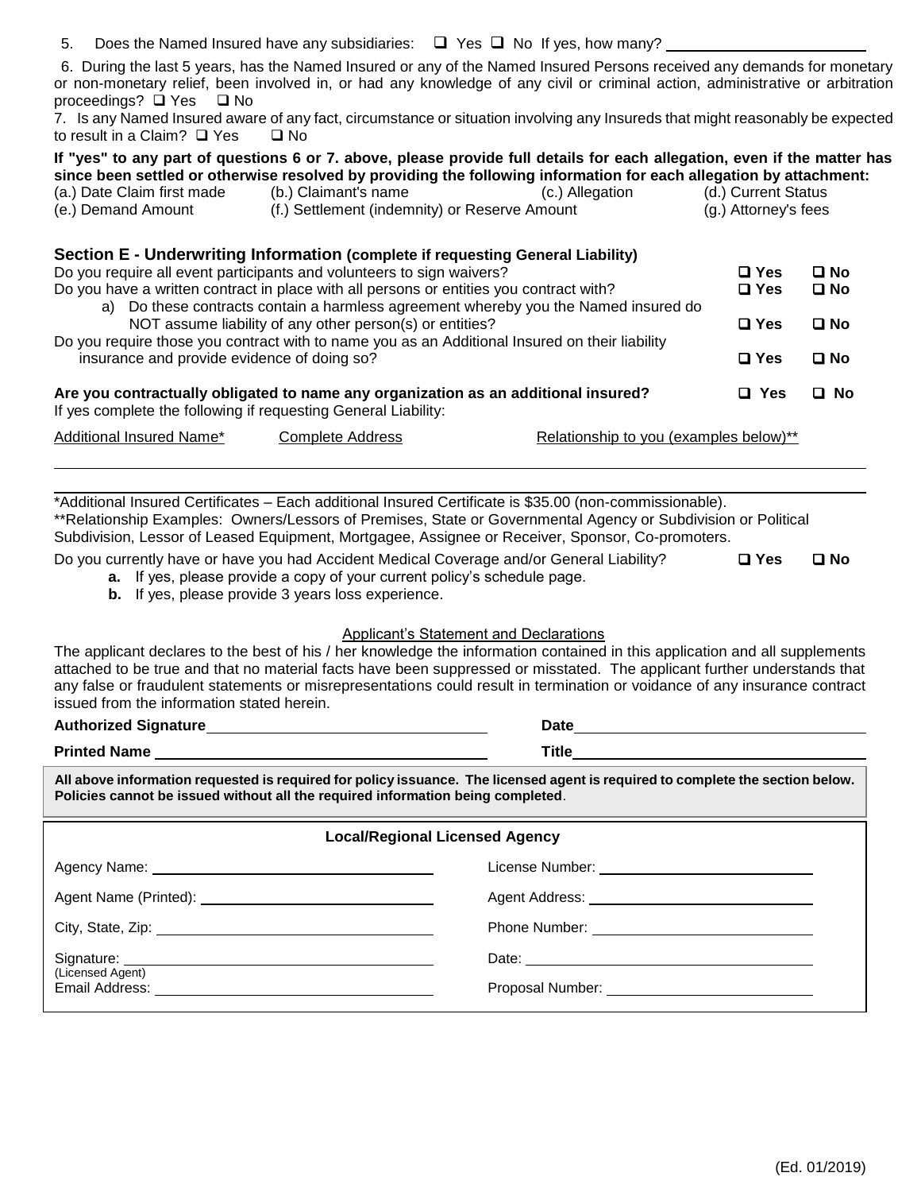5. Does the Named Insured have any subsidiaries: ❑ Yes ❑ No If yes, how many? ____________

6. During the last 5 years, has the Named Insured or any of the Named Insured Persons received any demands for monetary or non-monetary relief, been involved in, or had any knowledge of any civil or criminal action, administrative or arbitration proceedings? ❑ Yes ❑ No

7. Is any Named Insured aware of any fact, circumstance or situation involving any Insureds that might reasonably be expected to result in a Claim? ❑ Yes ❑ No

**If "yes" to any part of questions 6 or 7. above, please provide full details for each allegation, even if the matter has since been settled or otherwise resolved by providing the following information for each allegation by attachment:**

| | | | |
|---|---|---|---|
| (a.) Date Claim first made | (b.) Claimant's name | (c.) Allegation | (d.) Current Status |
| (e.) Demand Amount | (f.) Settlement (indemnity) or Reserve Amount | | (g.) Attorney's fees |

## Section E - Underwriting Information (complete if requesting General Liability)

| | | |
|---|---|---|
| Do you require all event participants and volunteers to sign waivers? | ❑ Yes | ❑ No |
| Do you have a written contract in place with all persons or entities you contract with? | ❑ Yes | ❑ No |
| a) Do these contracts contain a harmless agreement whereby you the Named insured do NOT assume liability of any other person(s) or entities? | ❑ Yes | ❑ No |
| Do you require those you contract with to name you as an Additional Insured on their liability insurance and provide evidence of doing so? | ❑ Yes | ❑ No |
| **Are you contractually obligated to name any organization as an additional insured?** | ❑ **Yes** | ❑ **No** |

If yes complete the following if requesting General Liability:

| Additional Insured Name* | Complete Address | Relationship to you (examples below)** |
|---|---|---|
| | | |
| | | |

*Additional Insured Certificates – Each additional Insured Certificate is $35.00 (non-commissionable).

**Relationship Examples: Owners/Lessors of Premises, State or Governmental Agency or Subdivision or Political Subdivision, Lessor of Leased Equipment, Mortgagee, Assignee or Receiver, Sponsor, Co-promoters.

Do you currently have or have you had Accident Medical Coverage and/or General Liability? **❑ Yes ❑ No**

**a.** If yes, please provide a copy of your current policy's schedule page.

**b.** If yes, please provide 3 years loss experience.

### Applicant's Statement and Declarations

The applicant declares to the best of his / her knowledge the information contained in this application and all supplements attached to be true and that no material facts have been suppressed or misstated. The applicant further understands that any false or fraudulent statements or misrepresentations could result in termination or voidance of any insurance contract issued from the information stated herein.

**Authorized Signature** ______________________ **Date** ______________________

**Printed Name** ______________________ **Title** ______________________

**All above information requested is required for policy issuance. The licensed agent is required to complete the section below. Policies cannot be issued without all the required information being completed**.

### Local/Regional Licensed Agency

| | |
|---|---|
| Agency Name: ______________________ | License Number: ______________________ |
| Agent Name (Printed): ______________________ | Agent Address: ______________________ |
| City, State, Zip: ______________________ | Phone Number: ______________________ |
| Signature: ______________________ (Licensed Agent) | Date: ______________________ |
| Email Address: ______________________ | Proposal Number: ______________________ |

(Ed. 01/2019)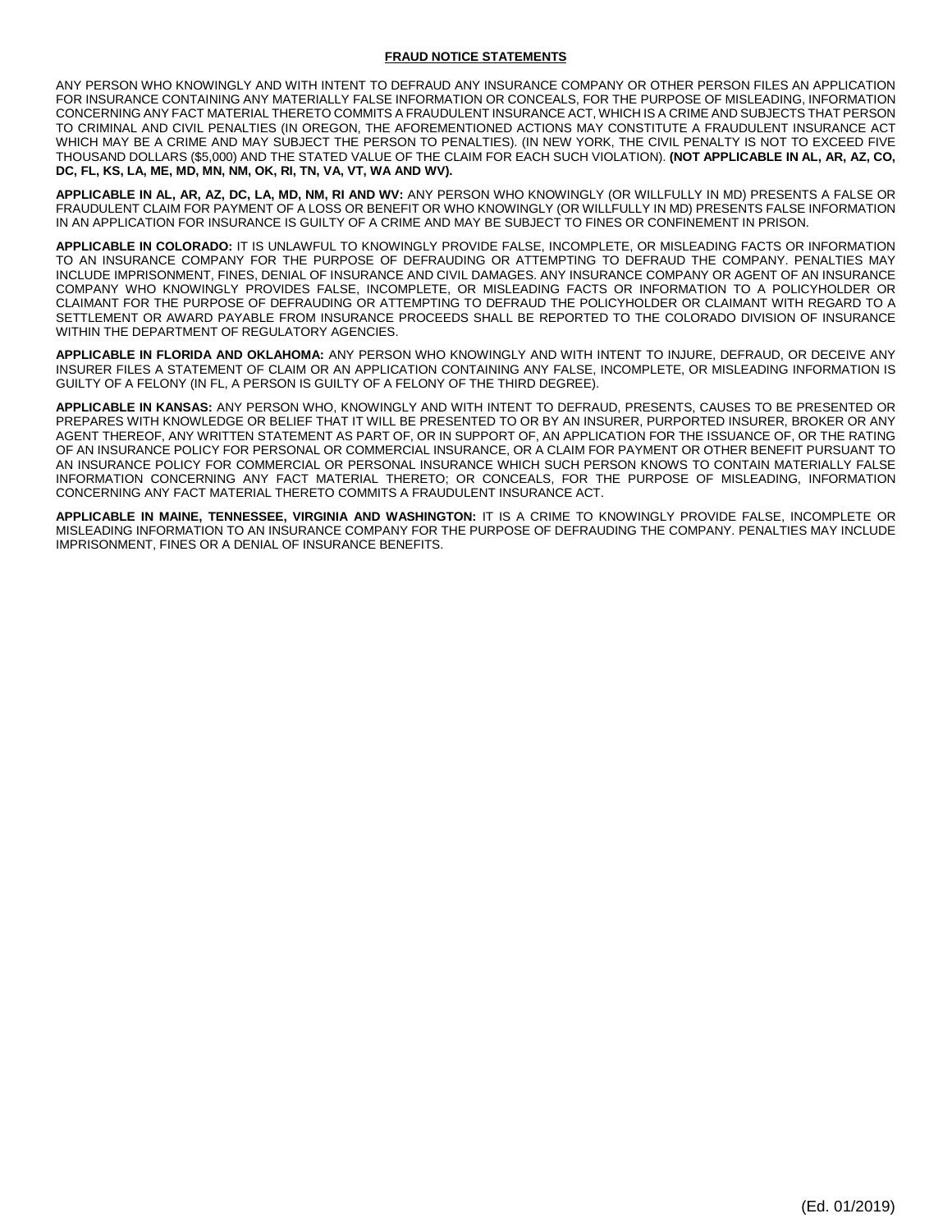**FRAUD NOTICE STATEMENTS**

ANY PERSON WHO KNOWINGLY AND WITH INTENT TO DEFRAUD ANY INSURANCE COMPANY OR OTHER PERSON FILES AN APPLICATION FOR INSURANCE CONTAINING ANY MATERIALLY FALSE INFORMATION OR CONCEALS, FOR THE PURPOSE OF MISLEADING, INFORMATION CONCERNING ANY FACT MATERIAL THERETO COMMITS A FRAUDULENT INSURANCE ACT, WHICH IS A CRIME AND SUBJECTS THAT PERSON TO CRIMINAL AND CIVIL PENALTIES (IN OREGON, THE AFOREMENTIONED ACTIONS MAY CONSTITUTE A FRAUDULENT INSURANCE ACT WHICH MAY BE A CRIME AND MAY SUBJECT THE PERSON TO PENALTIES). (IN NEW YORK, THE CIVIL PENALTY IS NOT TO EXCEED FIVE THOUSAND DOLLARS ($5,000) AND THE STATED VALUE OF THE CLAIM FOR EACH SUCH VIOLATION). **(NOT APPLICABLE IN AL, AR, AZ, CO, DC, FL, KS, LA, ME, MD, MN, NM, OK, RI, TN, VA, VT, WA AND WV).**

**APPLICABLE IN AL, AR, AZ, DC, LA, MD, NM, RI AND WV:** ANY PERSON WHO KNOWINGLY (OR WILLFULLY IN MD) PRESENTS A FALSE OR FRAUDULENT CLAIM FOR PAYMENT OF A LOSS OR BENEFIT OR WHO KNOWINGLY (OR WILLFULLY IN MD) PRESENTS FALSE INFORMATION IN AN APPLICATION FOR INSURANCE IS GUILTY OF A CRIME AND MAY BE SUBJECT TO FINES OR CONFINEMENT IN PRISON.

**APPLICABLE IN COLORADO:** IT IS UNLAWFUL TO KNOWINGLY PROVIDE FALSE, INCOMPLETE, OR MISLEADING FACTS OR INFORMATION TO AN INSURANCE COMPANY FOR THE PURPOSE OF DEFRAUDING OR ATTEMPTING TO DEFRAUD THE COMPANY. PENALTIES MAY INCLUDE IMPRISONMENT, FINES, DENIAL OF INSURANCE AND CIVIL DAMAGES. ANY INSURANCE COMPANY OR AGENT OF AN INSURANCE COMPANY WHO KNOWINGLY PROVIDES FALSE, INCOMPLETE, OR MISLEADING FACTS OR INFORMATION TO A POLICYHOLDER OR CLAIMANT FOR THE PURPOSE OF DEFRAUDING OR ATTEMPTING TO DEFRAUD THE POLICYHOLDER OR CLAIMANT WITH REGARD TO A SETTLEMENT OR AWARD PAYABLE FROM INSURANCE PROCEEDS SHALL BE REPORTED TO THE COLORADO DIVISION OF INSURANCE WITHIN THE DEPARTMENT OF REGULATORY AGENCIES.

**APPLICABLE IN FLORIDA AND OKLAHOMA:** ANY PERSON WHO KNOWINGLY AND WITH INTENT TO INJURE, DEFRAUD, OR DECEIVE ANY INSURER FILES A STATEMENT OF CLAIM OR AN APPLICATION CONTAINING ANY FALSE, INCOMPLETE, OR MISLEADING INFORMATION IS GUILTY OF A FELONY (IN FL, A PERSON IS GUILTY OF A FELONY OF THE THIRD DEGREE).

**APPLICABLE IN KANSAS:** ANY PERSON WHO, KNOWINGLY AND WITH INTENT TO DEFRAUD, PRESENTS, CAUSES TO BE PRESENTED OR PREPARES WITH KNOWLEDGE OR BELIEF THAT IT WILL BE PRESENTED TO OR BY AN INSURER, PURPORTED INSURER, BROKER OR ANY AGENT THEREOF, ANY WRITTEN STATEMENT AS PART OF, OR IN SUPPORT OF, AN APPLICATION FOR THE ISSUANCE OF, OR THE RATING OF AN INSURANCE POLICY FOR PERSONAL OR COMMERCIAL INSURANCE, OR A CLAIM FOR PAYMENT OR OTHER BENEFIT PURSUANT TO AN INSURANCE POLICY FOR COMMERCIAL OR PERSONAL INSURANCE WHICH SUCH PERSON KNOWS TO CONTAIN MATERIALLY FALSE INFORMATION CONCERNING ANY FACT MATERIAL THERETO; OR CONCEALS, FOR THE PURPOSE OF MISLEADING, INFORMATION CONCERNING ANY FACT MATERIAL THERETO COMMITS A FRAUDULENT INSURANCE ACT.

**APPLICABLE IN MAINE, TENNESSEE, VIRGINIA AND WASHINGTON:** IT IS A CRIME TO KNOWINGLY PROVIDE FALSE, INCOMPLETE OR MISLEADING INFORMATION TO AN INSURANCE COMPANY FOR THE PURPOSE OF DEFRAUDING THE COMPANY. PENALTIES MAY INCLUDE IMPRISONMENT, FINES OR A DENIAL OF INSURANCE BENEFITS.

(Ed. 01/2019)